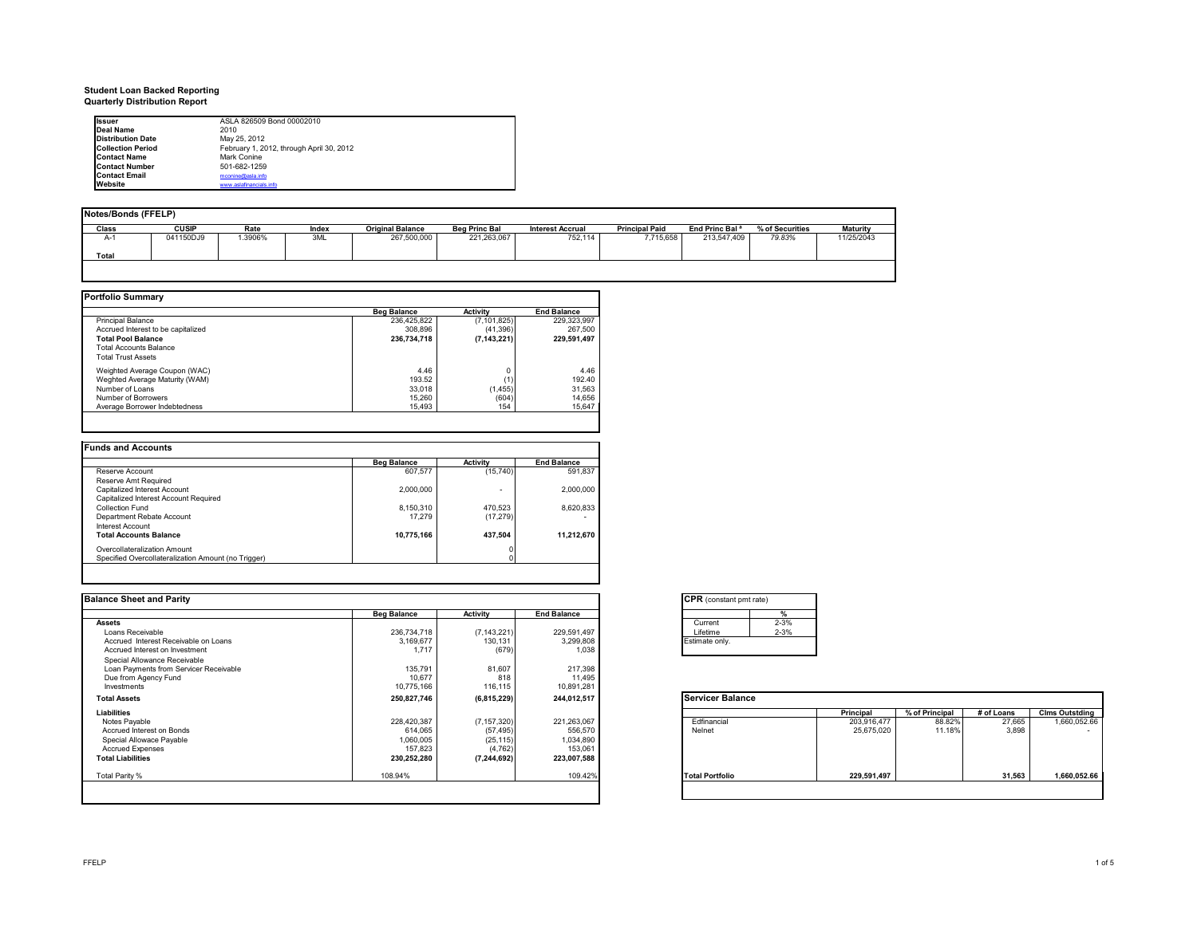**Student Loan Backed Reporting**
**Quarterly Distribution Report**

| | |
|---|---|
| **Issuer** | ASLA 826509 Bond 00002010 |
| **Deal Name** | 2010 |
| **Distribution Date** | May 25, 2012 |
| **Collection Period** | February 1, 2012, through April 30, 2012 |
| **Contact Name** | Mark Conine |
| **Contact Number** | 501-682-1259 |
| **Contact Email** | mconine@asla.info |
| **Website** | www.aslafinancials.info |

## Notes/Bonds (FFELP)

| Class | CUSIP | Rate | Index | Original Balance | Beg Princ Bal | Interest Accrual | Principal Paid | End Princ Bal [a] | % of Securities | Maturity |
|---|---|---|---|---|---|---|---|---|---|---|
| A-1 | 041150DJ9 | 1.3906% | 3ML | 267,500,000 | 221,263,067 | 752,114 | 7,715,658 | 213,547,409 | *79.83%* | 11/25/2043 |
| **Total** | | | | | | | | | | |

## Portfolio Summary

| | Beg Balance | Activity | End Balance |
|---|---|---|---|
| Principal Balance | 236,425,822 | (7,101,825) | 229,323,997 |
| Accrued Interest to be capitalized | 308,896 | (41,396) | 267,500 |
| **Total Pool Balance** | **236,734,718** | **(7,143,221)** | **229,591,497** |
| Total Accounts Balance | | | |
| Total Trust Assets | | | |
| Weighted Average Coupon (WAC) | 4.46 | 0 | 4.46 |
| Weghted Average Maturity (WAM) | 193.52 | (1) | 192.40 |
| Number of Loans | 33,018 | (1,455) | 31,563 |
| Number of Borrowers | 15,260 | (604) | 14,656 |
| Average Borrower Indebtedness | 15,493 | 154 | 15,647 |

## Funds and Accounts

| | Beg Balance | Activity | End Balance |
|---|---|---|---|
| Reserve Account | 607,577 | (15,740) | 591,837 |
| Reserve Amt Required | | | |
| Capitalized Interest Account | 2,000,000 | - | 2,000,000 |
| Capitalized Interest Account Required | | | |
| Collection Fund | 8,150,310 | 470,523 | 8,620,833 |
| Department Rebate Account | 17,279 | (17,279) | - |
| Interest Account | | | |
| **Total Accounts Balance** | **10,775,166** | **437,504** | **11,212,670** |
| Overcollateralization Amount | | 0 | |
| Specified Overcollateralization Amount (no Trigger) | | 0 | |

## Balance Sheet and Parity

| | Beg Balance | Activity | End Balance |
|---|---|---|---|
| **Assets** | | | |
| Loans Receivable | 236,734,718 | (7,143,221) | 229,591,497 |
| Accrued Interest Receivable on Loans | 3,169,677 | 130,131 | 3,299,808 |
| Accrued Interest on Investment | 1,717 | (679) | 1,038 |
| Special Allowance Receivable | | | |
| Loan Payments from Servicer Receivable | 135,791 | 81,607 | 217,398 |
| Due from Agency Fund | 10,677 | 818 | 11,495 |
| Investments | 10,775,166 | 116,115 | 10,891,281 |
| **Total Assets** | **250,827,746** | **(6,815,229)** | **244,012,517** |
| **Liabilities** | | | |
| Notes Payable | 228,420,387 | (7,157,320) | 221,263,067 |
| Accrued Interest on Bonds | 614,065 | (57,495) | 556,570 |
| Special Allowace Payable | 1,060,005 | (25,115) | 1,034,890 |
| Accrued Expenses | 157,823 | (4,762) | 153,061 |
| **Total Liabilities** | **230,252,280** | **(7,244,692)** | **223,007,588** |
| Total Parity % | 108.94% | | 109.42% |

## CPR (constant pmt rate)

| | % |
|---|---|
| Current | 2-3% |
| Lifetime | 2-3% |

Estimate only.

## Servicer Balance

| | Principal | % of Principal | # of Loans | Clms Outstding |
|---|---|---|---|---|
| Edfinancial | 203,916,477 | 88.82% | 27,665 | 1,660,052.66 |
| Nelnet | 25,675,020 | 11.18% | 3,898 | - |
| **Total Portfolio** | **229,591,497** | | **31,563** | **1,660,052.66** |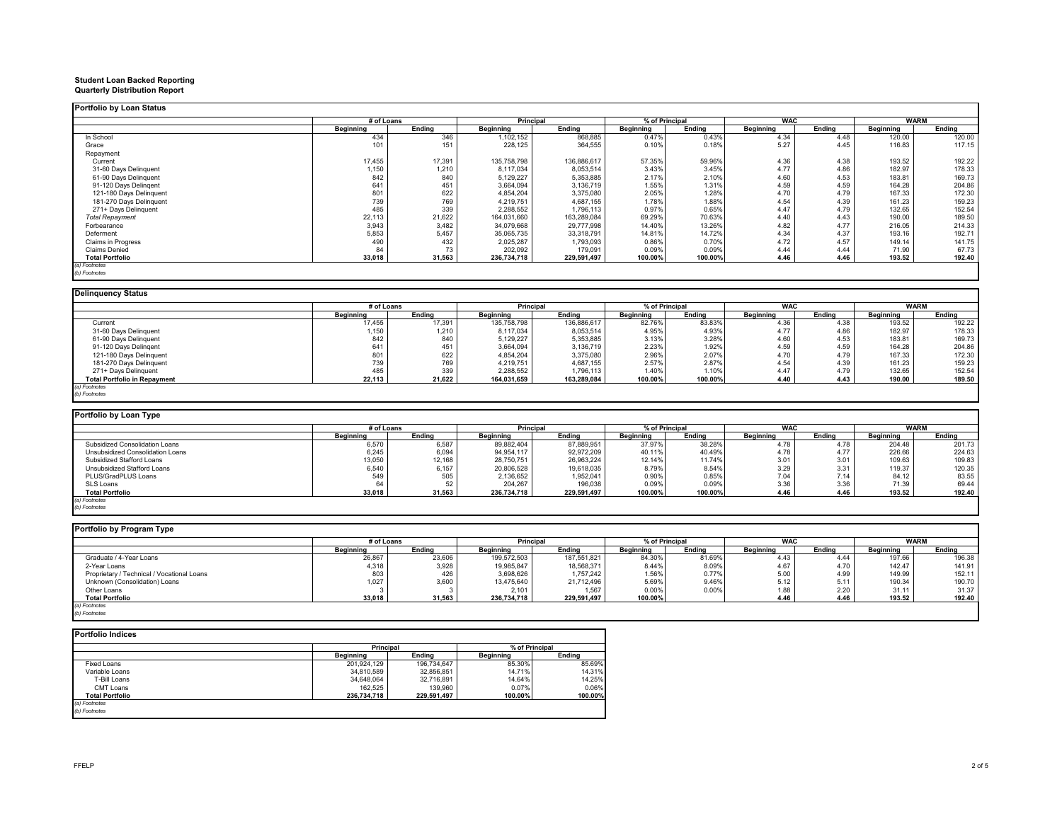**Student Loan Backed Reporting**
**Quarterly Distribution Report**

**Portfolio by Loan Status**

| | # of Loans | | Principal | | % of Principal | | WAC | | WARM | |
|---|---|---|---|---|---|---|---|---|---|---|
| | Beginning | Ending | Beginning | Ending | Beginning | Ending | Beginning | Ending | Beginning | Ending |
| In School | 434 | 346 | 1,102,152 | 868,885 | 0.47% | 0.43% | 4.34 | 4.48 | 120.00 | 120.00 |
| Grace | 101 | 151 | 228,125 | 364,555 | 0.10% | 0.18% | 5.27 | 4.45 | 116.83 | 117.15 |
| Repayment | | | | | | | | | | |
| Current | 17,455 | 17,391 | 135,758,798 | 136,886,617 | 57.35% | 59.96% | 4.36 | 4.38 | 193.52 | 192.22 |
| 31-60 Days Delinquent | 1,150 | 1,210 | 8,117,034 | 8,053,514 | 3.43% | 3.45% | 4.77 | 4.86 | 182.97 | 178.33 |
| 61-90 Days Delinquent | 842 | 840 | 5,129,227 | 5,353,885 | 2.17% | 2.10% | 4.60 | 4.53 | 183.81 | 169.73 |
| 91-120 Days Delingent | 641 | 451 | 3,664,094 | 3,136,719 | 1.55% | 1.31% | 4.59 | 4.59 | 164.28 | 204.86 |
| 121-180 Days Delinquent | 801 | 622 | 4,854,204 | 3,375,080 | 2.05% | 1.28% | 4.70 | 4.79 | 167.33 | 172.30 |
| 181-270 Days Delinquent | 739 | 769 | 4,219,751 | 4,687,155 | 1.78% | 1.88% | 4.54 | 4.39 | 161.23 | 159.23 |
| 271+ Days Delinquent | 485 | 339 | 2,288,552 | 1,796,113 | 0.97% | 0.65% | 4.47 | 4.79 | 132.65 | 152.54 |
| *Total Repayment* | 22,113 | 21,622 | 164,031,660 | 163,289,084 | 69.29% | 70.63% | 4.40 | 4.43 | 190.00 | 189.50 |
| Forbearance | 3,943 | 3,482 | 34,079,668 | 29,777,998 | 14.40% | 13.26% | 4.82 | 4.77 | 216.05 | 214.33 |
| Deferment | 5,853 | 5,457 | 35,065,735 | 33,318,791 | 14.81% | 14.72% | 4.34 | 4.37 | 193.16 | 192.71 |
| Claims in Progress | 490 | 432 | 2,025,287 | 1,793,093 | 0.86% | 0.70% | 4.72 | 4.57 | 149.14 | 141.75 |
| Claims Denied | 84 | 73 | 202,092 | 179,091 | 0.09% | 0.09% | 4.44 | 4.44 | 71.90 | 67.73 |
| **Total Portfolio** | **33,018** | **31,563** | **236,734,718** | **229,591,497** | **100.00%** | **100.00%** | **4.46** | **4.46** | **193.52** | **192.40** |

*(a) Footnotes*
*(b) Footnotes*

**Delinquency Status**

| | # of Loans | | Principal | | % of Principal | | WAC | | WARM | |
|---|---|---|---|---|---|---|---|---|---|---|
| | Beginning | Ending | Beginning | Ending | Beginning | Ending | Beginning | Ending | Beginning | Ending |
| Current | 17,455 | 17,391 | 135,758,798 | 136,886,617 | 82.76% | 83.83% | 4.36 | 4.38 | 193.52 | 192.22 |
| 31-60 Days Delinquent | 1,150 | 1,210 | 8,117,034 | 8,053,514 | 4.95% | 4.93% | 4.77 | 4.86 | 182.97 | 178.33 |
| 61-90 Days Delinquent | 842 | 840 | 5,129,227 | 5,353,885 | 3.13% | 3.28% | 4.60 | 4.53 | 183.81 | 169.73 |
| 91-120 Days Delingent | 641 | 451 | 3,664,094 | 3,136,719 | 2.23% | 1.92% | 4.59 | 4.59 | 164.28 | 204.86 |
| 121-180 Days Delinquent | 801 | 622 | 4,854,204 | 3,375,080 | 2.96% | 2.07% | 4.70 | 4.79 | 167.33 | 172.30 |
| 181-270 Days Delinquent | 739 | 769 | 4,219,751 | 4,687,155 | 2.57% | 2.87% | 4.54 | 4.39 | 161.23 | 159.23 |
| 271+ Days Delinquent | 485 | 339 | 2,288,552 | 1,796,113 | 1.40% | 1.10% | 4.47 | 4.79 | 132.65 | 152.54 |
| **Total Portfolio in Repayment** | **22,113** | **21,622** | **164,031,659** | **163,289,084** | **100.00%** | **100.00%** | **4.40** | **4.43** | **190.00** | **189.50** |

*(a) Footnotes*
*(b) Footnotes*

**Portfolio by Loan Type**

| | # of Loans | | Principal | | % of Principal | | WAC | | WARM | |
|---|---|---|---|---|---|---|---|---|---|---|
| | Beginning | Ending | Beginning | Ending | Beginning | Ending | Beginning | Ending | Beginning | Ending |
| Subsidized Consolidation Loans | 6,570 | 6,587 | 89,882,404 | 87,889,951 | 37.97% | 38.28% | 4.78 | 4.78 | 204.48 | 201.73 |
| Unsubsidized Consolidation Loans | 6,245 | 6,094 | 94,954,117 | 92,972,209 | 40.11% | 40.49% | 4.78 | 4.77 | 226.66 | 224.63 |
| Subsidized Stafford Loans | 13,050 | 12,168 | 28,750,751 | 26,963,224 | 12.14% | 11.74% | 3.01 | 3.01 | 109.63 | 109.83 |
| Unsubsidized Stafford Loans | 6,540 | 6,157 | 20,806,528 | 19,618,035 | 8.79% | 8.54% | 3.29 | 3.31 | 119.37 | 120.35 |
| PLUS/GradPLUS Loans | 549 | 505 | 2,136,652 | 1,952,041 | 0.90% | 0.85% | 7.04 | 7.14 | 84.12 | 83.55 |
| SLS Loans | 64 | 52 | 204,267 | 196,038 | 0.09% | 0.09% | 3.36 | 3.36 | 71.39 | 69.44 |
| **Total Portfolio** | **33,018** | **31,563** | **236,734,718** | **229,591,497** | **100.00%** | **100.00%** | **4.46** | **4.46** | **193.52** | **192.40** |

*(a) Footnotes*
*(b) Footnotes*

**Portfolio by Program Type**

| | # of Loans | | Principal | | % of Principal | | WAC | | WARM | |
|---|---|---|---|---|---|---|---|---|---|---|
| | Beginning | Ending | Beginning | Ending | Beginning | Ending | Beginning | Ending | Beginning | Ending |
| Graduate / 4-Year Loans | 26,867 | 23,606 | 199,572,503 | 187,551,821 | 84.30% | 81.69% | 4.43 | 4.44 | 197.66 | 196.38 |
| 2-Year Loans | 4,318 | 3,928 | 19,985,847 | 18,568,371 | 8.44% | 8.09% | 4.67 | 4.70 | 142.47 | 141.91 |
| Proprietary / Technical / Vocational Loans | 803 | 426 | 3,698,626 | 1,757,242 | 1.56% | 0.77% | 5.00 | 4.99 | 149.99 | 152.11 |
| Unknown (Consolidation) Loans | 1,027 | 3,600 | 13,475,640 | 21,712,496 | 5.69% | 9.46% | 5.12 | 5.11 | 190.34 | 190.70 |
| Other Loans | 3 | 3 | 2,101 | 1,567 | 0.00% | 0.00% | 1.88 | 2.20 | 31.11 | 31.37 |
| **Total Portfolio** | **33,018** | **31,563** | **236,734,718** | **229,591,497** | **100.00%** | | **4.46** | **4.46** | **193.52** | **192.40** |

*(a) Footnotes*
*(b) Footnotes*

**Portfolio Indices**

| | Principal | | % of Principal | |
|---|---|---|---|---|
| | Beginning | Ending | Beginning | Ending |
| Fixed Loans | 201,924,129 | 196,734,647 | 85.30% | 85.69% |
| Variable Loans | 34,810,589 | 32,856,851 | 14.71% | 14.31% |
| T-Bill Loans | 34,648,064 | 32,716,891 | 14.64% | 14.25% |
| CMT Loans | 162,525 | 139,960 | 0.07% | 0.06% |
| **Total Portfolio** | **236,734,718** | **229,591,497** | **100.00%** | **100.00%** |

*(a) Footnotes*
*(b) Footnotes*

FFELP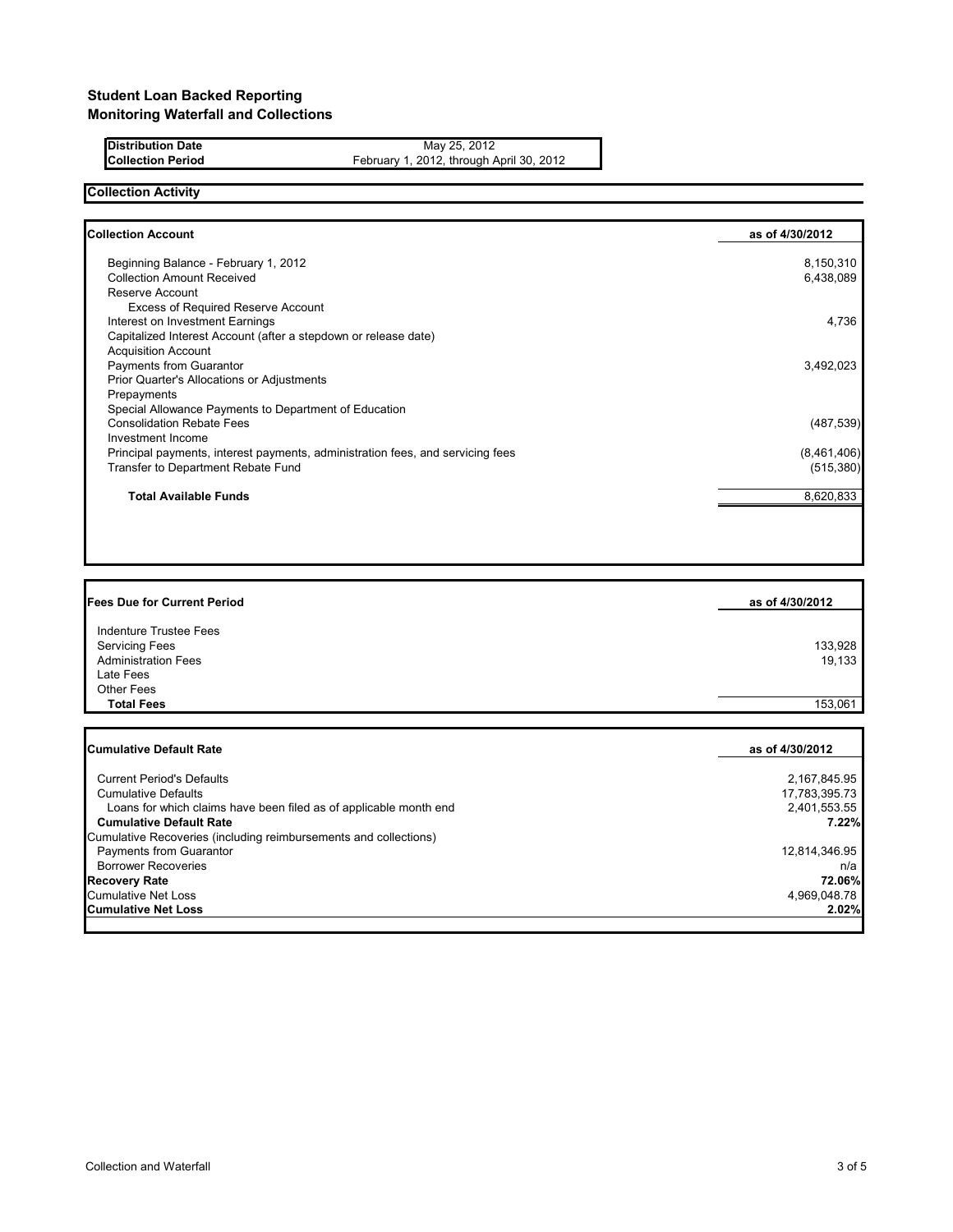## Student Loan Backed Reporting
## Monitoring Waterfall and Collections

| **Distribution Date** | May 25, 2012 |
| --- | --- |
| **Collection Period** | February 1, 2012, through April 30, 2012 |

### Collection Activity

| **Collection Account** | **as of 4/30/2012** |
| --- | --- |
| Beginning Balance - February 1, 2012 | 8,150,310 |
| Collection Amount Received | 6,438,089 |
| Reserve Account | |
| Excess of Required Reserve Account | |
| Interest on Investment Earnings | 4,736 |
| Capitalized Interest Account (after a stepdown or release date) | |
| Acquisition Account | |
| Payments from Guarantor | 3,492,023 |
| Prior Quarter's Allocations or Adjustments | |
| Prepayments | |
| Special Allowance Payments to Department of Education | |
| Consolidation Rebate Fees | (487,539) |
| Investment Income | |
| Principal payments, interest payments, administration fees, and servicing fees | (8,461,406) |
| Transfer to Department Rebate Fund | (515,380) |
| **Total Available Funds** | 8,620,833 |

| **Fees Due for Current Period** | **as of 4/30/2012** |
| --- | --- |
| Indenture Trustee Fees | |
| Servicing Fees | 133,928 |
| Administration Fees | 19,133 |
| Late Fees | |
| Other Fees | |
| **Total Fees** | 153,061 |

| **Cumulative Default Rate** | **as of 4/30/2012** |
| --- | --- |
| Current Period's Defaults | 2,167,845.95 |
| Cumulative Defaults | 17,783,395.73 |
| Loans for which claims have been filed as of applicable month end | 2,401,553.55 |
| **Cumulative Default Rate** | **7.22%** |
| Cumulative Recoveries (including reimbursements and collections) | |
| Payments from Guarantor | 12,814,346.95 |
| Borrower Recoveries | n/a |
| **Recovery Rate** | **72.06%** |
| Cumulative Net Loss | 4,969,048.78 |
| **Cumulative Net Loss** | **2.02%** |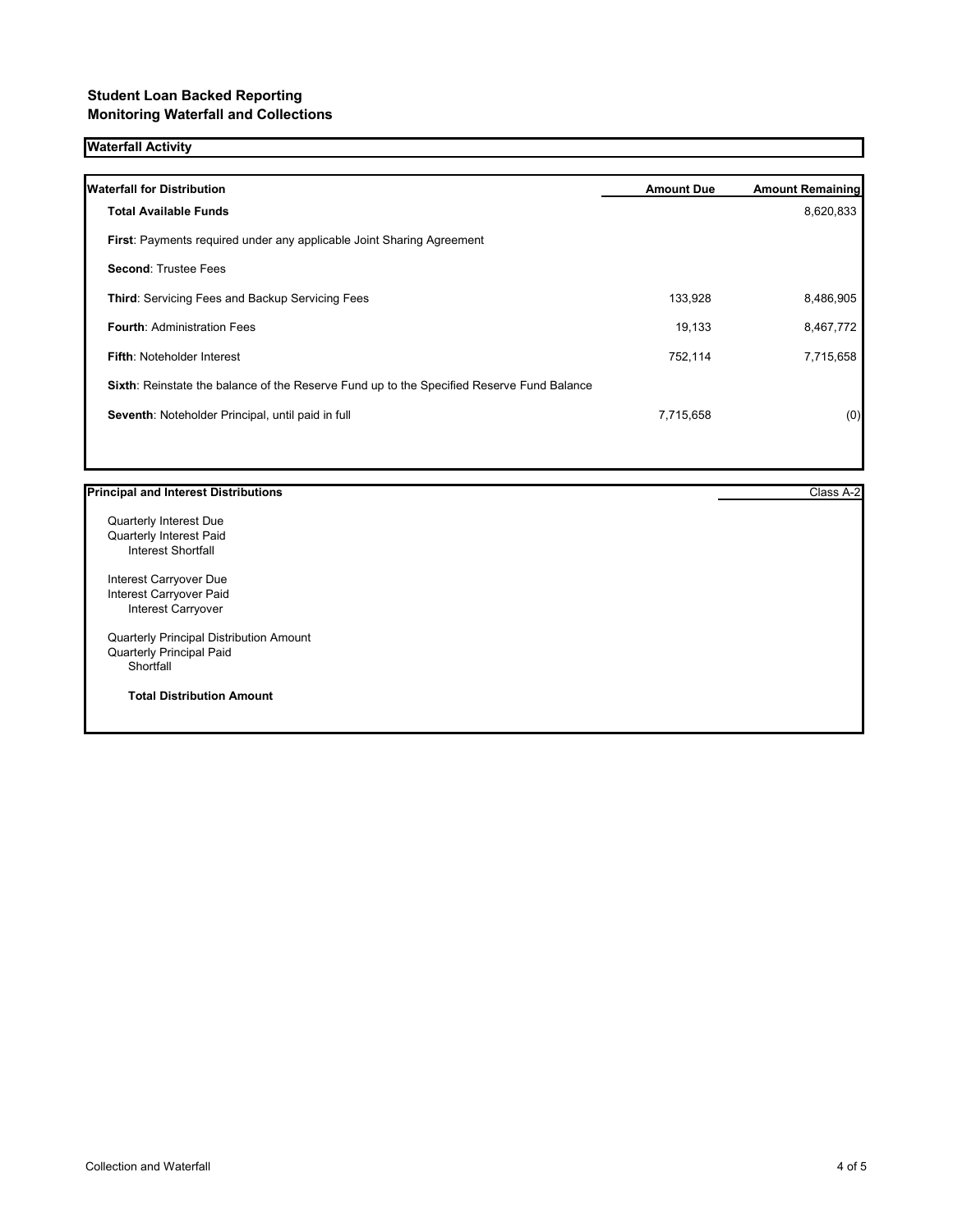### Student Loan Backed Reporting
### Monitoring Waterfall and Collections

**Waterfall Activity**

| **Waterfall for Distribution** | **Amount Due** | **Amount Remaining** |
|---|---|---|
| **Total Available Funds** | | 8,620,833 |
| **First**: Payments required under any applicable Joint Sharing Agreement | | |
| **Second**: Trustee Fees | | |
| **Third**: Servicing Fees and Backup Servicing Fees | 133,928 | 8,486,905 |
| **Fourth**: Administration Fees | 19,133 | 8,467,772 |
| **Fifth**: Noteholder Interest | 752,114 | 7,715,658 |
| **Sixth**: Reinstate the balance of the Reserve Fund up to the Specified Reserve Fund Balance | | |
| **Seventh**: Noteholder Principal, until paid in full | 7,715,658 | (0) |

| **Principal and Interest Distributions** | Class A-2 |
|---|---|
| Quarterly Interest Due | |
| Quarterly Interest Paid | |
| Interest Shortfall | |
| | |
| Interest Carryover Due | |
| Interest Carryover Paid | |
| Interest Carryover | |
| | |
| Quarterly Principal Distribution Amount | |
| Quarterly Principal Paid | |
| Shortfall | |
| | |
| **Total Distribution Amount** | |

Collection and Waterfall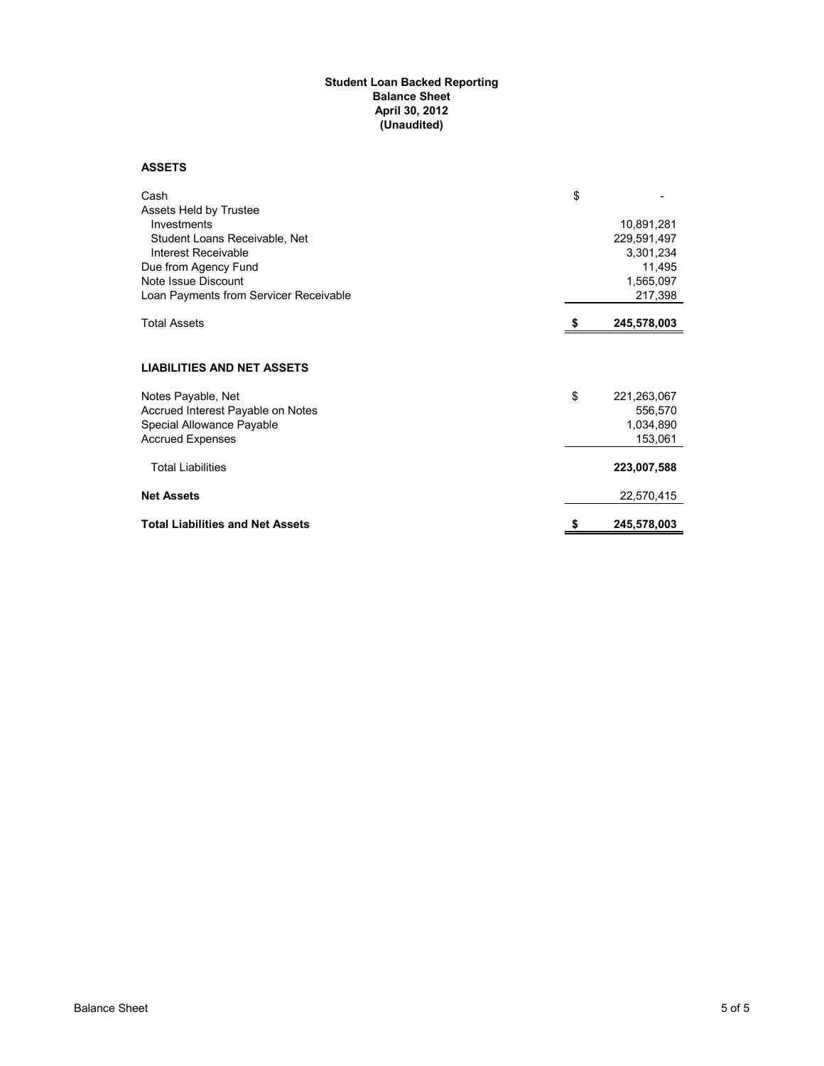**Student Loan Backed Reporting**
**Balance Sheet**
**April 30, 2012**
**(Unaudited)**

**ASSETS**

| | | |
|---|---|---|
| Cash | $ | - |
| Assets Held by Trustee | | |
| Investments | | 10,891,281 |
| Student Loans Receivable, Net | | 229,591,497 |
| Interest Receivable | | 3,301,234 |
| Due from Agency Fund | | 11,495 |
| Note Issue Discount | | 1,565,097 |
| Loan Payments from Servicer Receivable | | 217,398 |
| Total Assets | **$** | **245,578,003** |

**LIABILITIES AND NET ASSETS**

| | | |
|---|---|---|
| Notes Payable, Net | $ | 221,263,067 |
| Accrued Interest Payable on Notes | | 556,570 |
| Special Allowance Payable | | 1,034,890 |
| Accrued Expenses | | 153,061 |
| Total Liabilities | | **223,007,588** |
| **Net Assets** | | 22,570,415 |
| **Total Liabilities and Net Assets** | **$** | **245,578,003** |